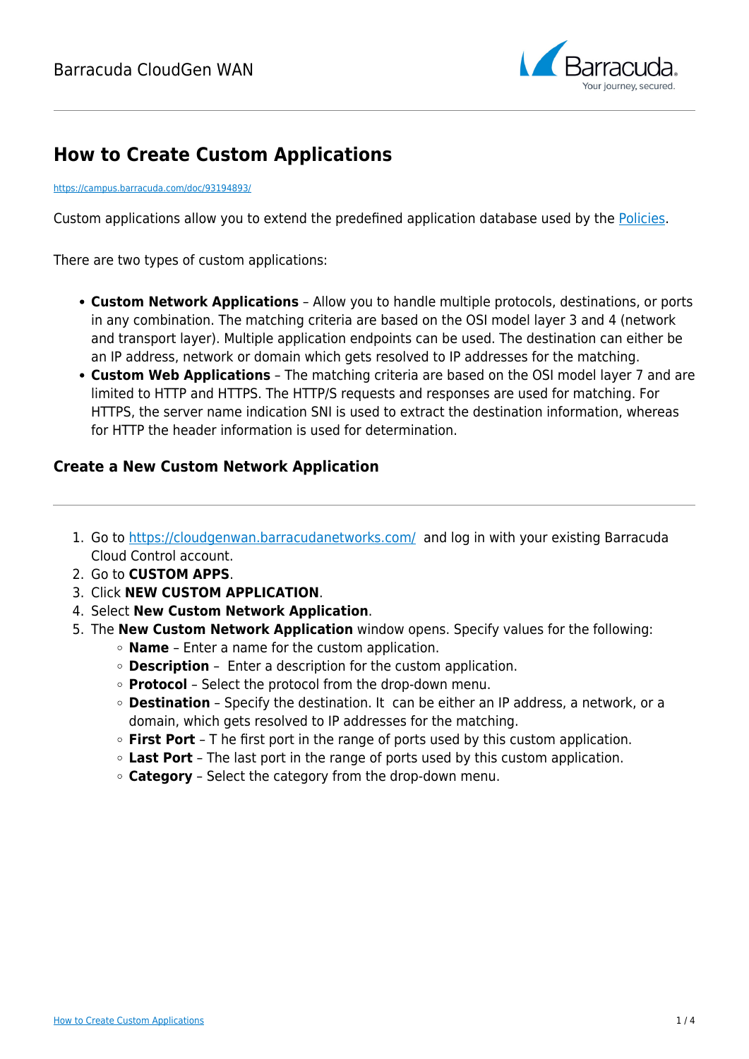# How to Create Custom Applications

https://campus.barracuda.com/doc/93194893/

Custom applications allow you to extend the predefined application database used by the Policies.

There are two types of custom applications:

- **Custom Network Applications** – Allow you to handle multiple protocols, destinations, or ports in any combination. The matching criteria are based on the OSI model layer 3 and 4 (network and transport layer). Multiple application endpoints can be used. The destination can either be an IP address, network or domain which gets resolved to IP addresses for the matching.
- **Custom Web Applications** – The matching criteria are based on the OSI model layer 7 and are limited to HTTP and HTTPS. The HTTP/S requests and responses are used for matching. For HTTPS, the server name indication SNI is used to extract the destination information, whereas for HTTP the header information is used for determination.

## Create a New Custom Network Application

1. Go to https://cloudgenwan.barracudanetworks.com/ and log in with your existing Barracuda Cloud Control account.
2. Go to **CUSTOM APPS**.
3. Click **NEW CUSTOM APPLICATION**.
4. Select **New Custom Network Application**.
5. The **New Custom Network Application** window opens. Specify values for the following:
   - **Name** – Enter a name for the custom application.
   - **Description** – Enter a description for the custom application.
   - **Protocol** – Select the protocol from the drop-down menu.
   - **Destination** – Specify the destination. It can be either an IP address, a network, or a domain, which gets resolved to IP addresses for the matching.
   - **First Port** – T he first port in the range of ports used by this custom application.
   - **Last Port** – The last port in the range of ports used by this custom application.
   - **Category** – Select the category from the drop-down menu.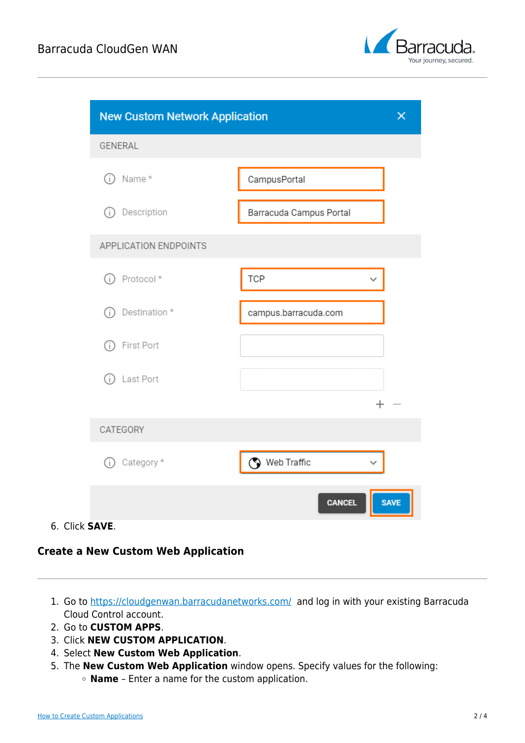6. Click **SAVE**.

### Create a New Custom Web Application

1. Go to [https://cloudgenwan.barracudanetworks.com/](https://cloudgenwan.barracudanetworks.com/) and log in with your existing Barracuda Cloud Control account.
2. Go to **CUSTOM APPS**.
3. Click **NEW CUSTOM APPLICATION**.
4. Select **New Custom Web Application**.
5. The **New Custom Web Application** window opens. Specify values for the following:
   - **Name** – Enter a name for the custom application.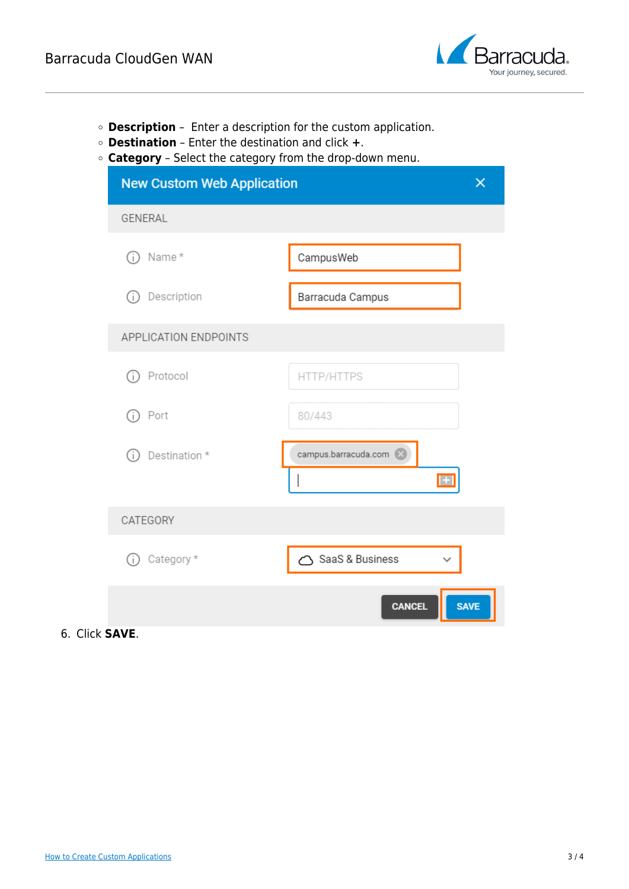- **Description** – Enter a description for the custom application.
- **Destination** – Enter the destination and click **+**.
- **Category** – Select the category from the drop-down menu.

6. Click **SAVE**.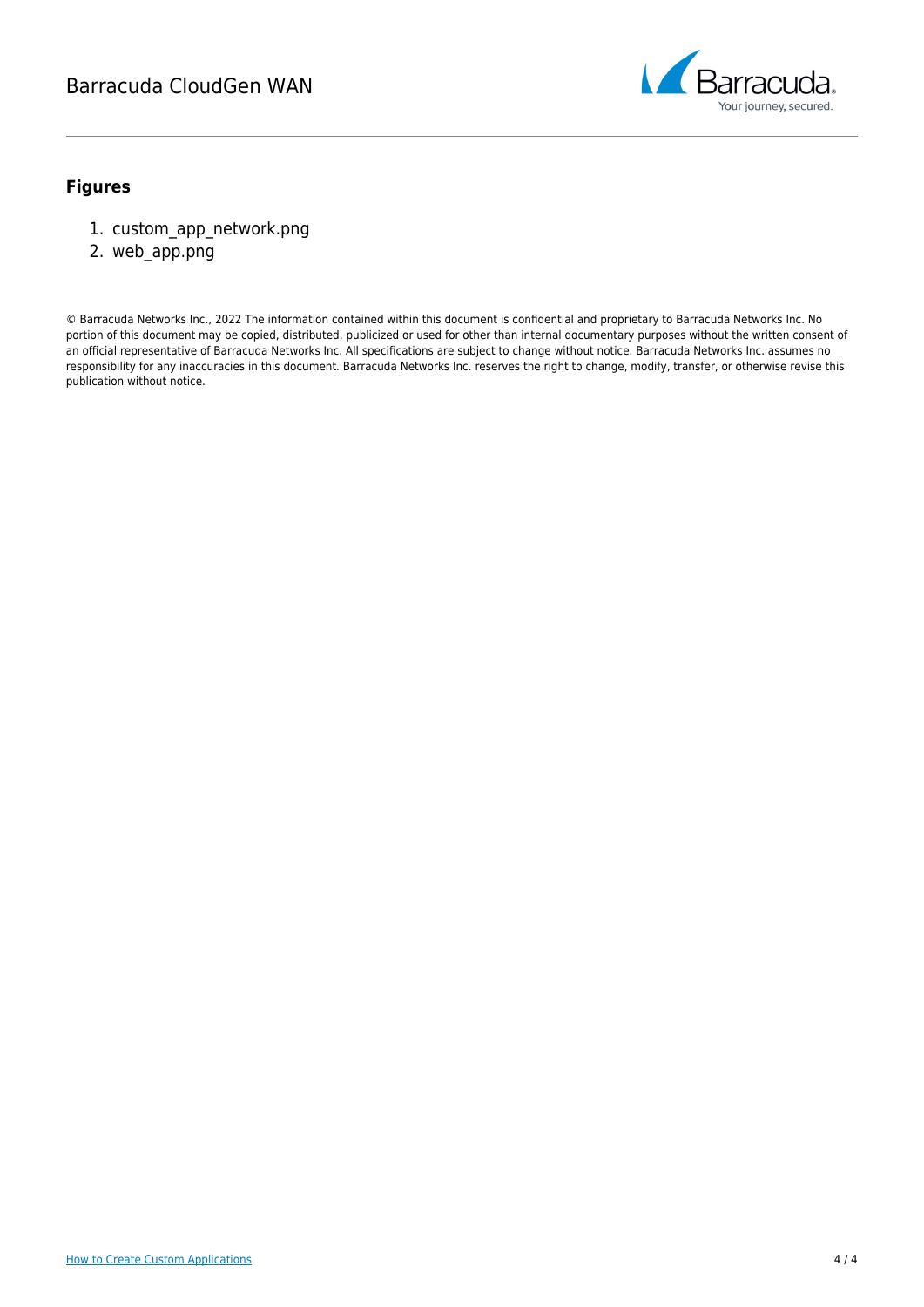## Figures

1. custom_app_network.png
2. web_app.png

© Barracuda Networks Inc., 2022 The information contained within this document is confidential and proprietary to Barracuda Networks Inc. No portion of this document may be copied, distributed, publicized or used for other than internal documentary purposes without the written consent of an official representative of Barracuda Networks Inc. All specifications are subject to change without notice. Barracuda Networks Inc. assumes no responsibility for any inaccuracies in this document. Barracuda Networks Inc. reserves the right to change, modify, transfer, or otherwise revise this publication without notice.